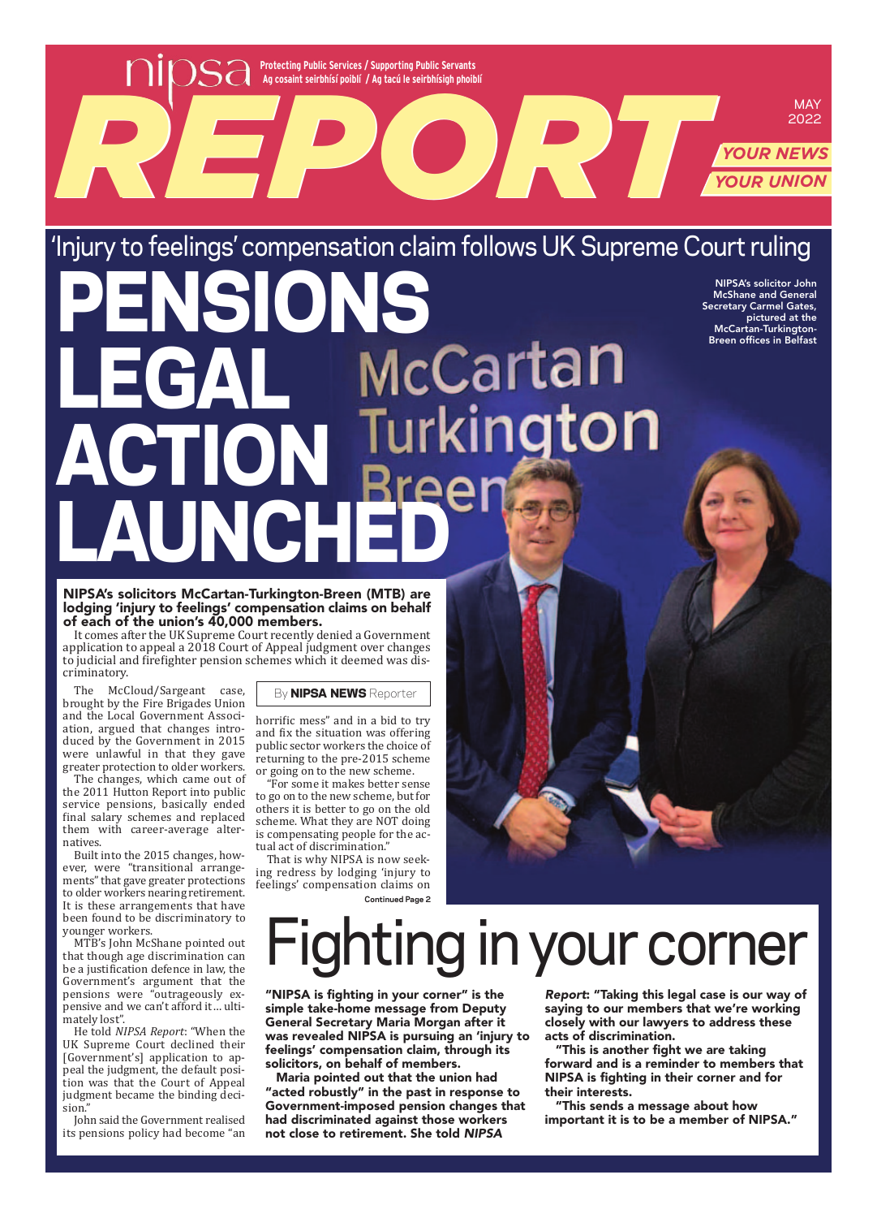# nipsa REPORT

Protecting Public Services / Supporting Public Servants
Ag cosaint seirbhísí poiblí / Ag tacú le seirbhísigh phoiblí

MAY 2022

YOUR NEWS
YOUR UNION

## 'Injury to feelings' compensation claim follows UK Supreme Court ruling

# PENSIONS LEGAL ACTION LAUNCHED

NIPSA's solicitor John McShane and General Secretary Carmel Gates, pictured at the McCartan-Turkington-Breen offices in Belfast

**NIPSA's solicitors McCartan-Turkington-Breen (MTB) are lodging 'injury to feelings' compensation claims on behalf of each of the union's 40,000 members.**

It comes after the UK Supreme Court recently denied a Government application to appeal a 2018 Court of Appeal judgment over changes to judicial and firefighter pension schemes which it deemed was discriminatory.

By **NIPSA NEWS** Reporter

The McCloud/Sargeant case, brought by the Fire Brigades Union and the Local Government Association, argued that changes introduced by the Government in 2015 were unlawful in that they gave greater protection to older workers.

The changes, which came out of the 2011 Hutton Report into public service pensions, basically ended final salary schemes and replaced them with career-average alternatives.

Built into the 2015 changes, however, were "transitional arrangements" that gave greater protections to older workers nearing retirement. It is these arrangements that have been found to be discriminatory to younger workers.

MTB's John McShane pointed out that though age discrimination can be a justification defence in law, the Government's argument that the pensions were "outrageously expensive and we can't afford it ... ultimately lost".

He told *NIPSA Report*: "When the UK Supreme Court declined their [Government's] application to appeal the judgment, the default position was that the Court of Appeal judgment became the binding decision."

John said the Government realised its pensions policy had become "an horrific mess" and in a bid to try and fix the situation was offering public sector workers the choice of returning to the pre-2015 scheme or going on to the new scheme.

"For some it makes better sense to go on to the new scheme, but for others it is better to go on the old scheme. What they are NOT doing is compensating people for the actual act of discrimination."

That is why NIPSA is now seeking redress by lodging 'injury to feelings' compensation claims on

Continued Page 2

# Fighting in your corner

**"NIPSA is fighting in your corner" is the simple take-home message from Deputy General Secretary Maria Morgan after it was revealed NIPSA is pursuing an 'injury to feelings' compensation claim, through its solicitors, on behalf of members.**

**Maria pointed out that the union had "acted robustly" in the past in response to Government-imposed pension changes that had discriminated against those workers not close to retirement. She told *NIPSA Report*: "Taking this legal case is our way of saying to our members that we're working closely with our lawyers to address these acts of discrimination.**

**"This is another fight we are taking forward and is a reminder to members that NIPSA is fighting in their corner and for their interests.**

**"This sends a message about how important it is to be a member of NIPSA."**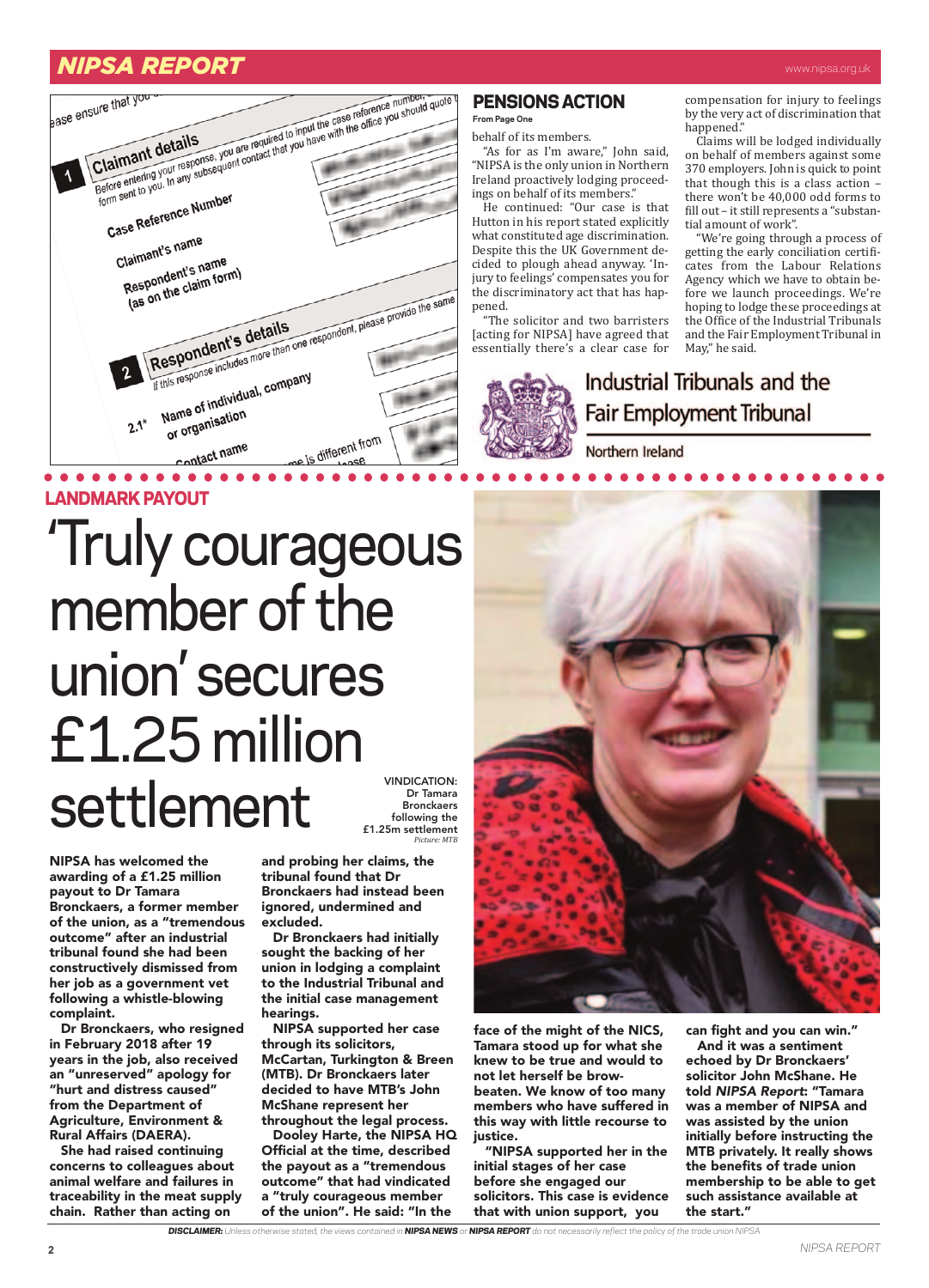## PENSIONS ACTION

From Page One

behalf of its members.

"As for as I'm aware," John said, "NIPSA is the only union in Northern Ireland proactively lodging proceedings on behalf of its members."

He continued: "Our case is that Hutton in his report stated explicitly what constituted age discrimination. Despite this the UK Government decided to plough ahead anyway. 'Injury to feelings' compensates you for the discriminatory act that has happened.

"The solicitor and two barristers [acting for NIPSA] have agreed that essentially there's a clear case for compensation for injury to feelings by the very act of discrimination that happened."

Claims will be lodged individually on behalf of members against some 370 employers. John is quick to point that though this is a class action – there won't be 40,000 odd forms to fill out – it still represents a "substantial amount of work".

"We're going through a process of getting the early conciliation certificates from the Labour Relations Agency which we have to obtain before we launch proceedings. We're hoping to lodge these proceedings at the Office of the Industrial Tribunals and the Fair Employment Tribunal in May," he said.

## LANDMARK PAYOUT

# 'Truly courageous member of the union' secures £1.25 million settlement

VINDICATION: Dr Tamara Bronckaers following the £1.25m settlement *Picture: MTB*

**NIPSA has welcomed the awarding of a £1.25 million payout to Dr Tamara Bronckaers, a former member of the union, as a "tremendous outcome" after an industrial tribunal found she had been constructively dismissed from her job as a government vet following a whistle-blowing complaint.**

**Dr Bronckaers, who resigned in February 2018 after 19 years in the job, also received an "unreserved" apology for "hurt and distress caused" from the Department of Agriculture, Environment & Rural Affairs (DAERA).**

**She had raised continuing concerns to colleagues about animal welfare and failures in traceability in the meat supply chain. Rather than acting on and probing her claims, the tribunal found that Dr Bronckaers had instead been ignored, undermined and excluded.**

**Dr Bronckaers had initially sought the backing of her union in lodging a complaint to the Industrial Tribunal and the initial case management hearings.**

**NIPSA supported her case through its solicitors, McCartan, Turkington & Breen (MTB). Dr Bronckaers later decided to have MTB's John McShane represent her throughout the legal process.**

**Dooley Harte, the NIPSA HQ Official at the time, described the payout as a "tremendous outcome" that had vindicated a "truly courageous member of the union". He said: "In the face of the might of the NICS, Tamara stood up for what she knew to be true and would to not let herself be browbeaten. We know of too many members who have suffered in this way with little recourse to justice.**

**"NIPSA supported her in the initial stages of her case before she engaged our solicitors. This case is evidence that with union support, you can fight and you can win."**

**And it was a sentiment echoed by Dr Bronckaers' solicitor John McShane. He told *NIPSA Report*: "Tamara was a member of NIPSA and was assisted by the union initially before instructing the MTB privately. It really shows the benefits of trade union membership to be able to get such assistance available at the start."**

***DISCLAIMER:*** *Unless otherwise stated, the views contained in* ***NIPSA NEWS*** *or* ***NIPSA REPORT*** *do not necessarily reflect the policy of the trade union NIPSA*